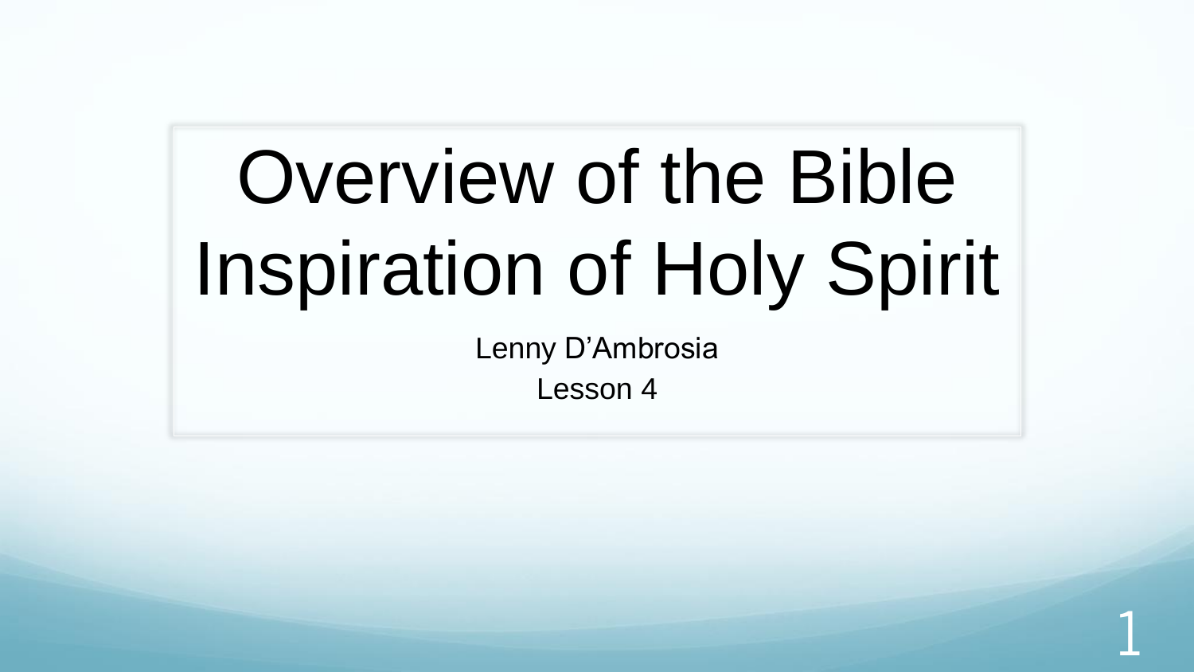# Overview of the Bible Inspiration of Holy Spirit

Lenny D’Ambrosia

Lesson 4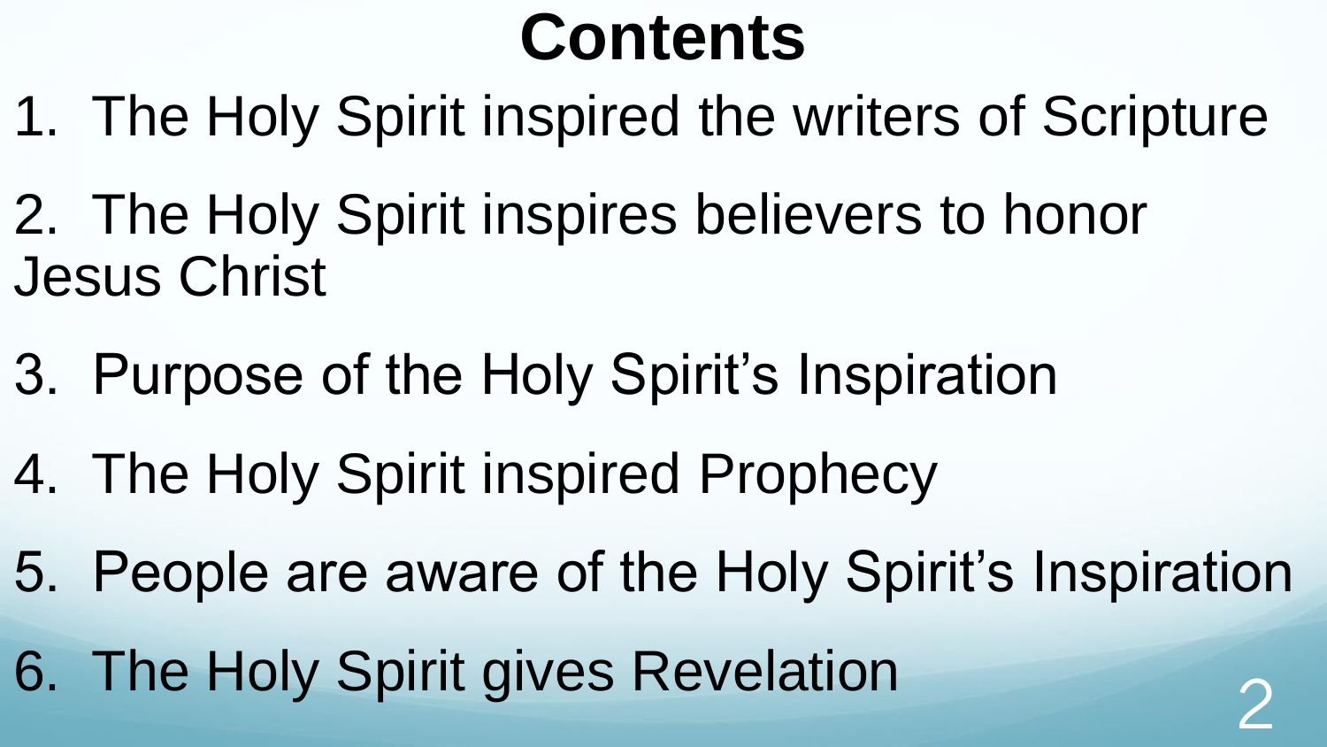# Contents

1. The Holy Spirit inspired the writers of Scripture
2. The Holy Spirit inspires believers to honor Jesus Christ
3. Purpose of the Holy Spirit's Inspiration
4. The Holy Spirit inspired Prophecy
5. People are aware of the Holy Spirit's Inspiration
6. The Holy Spirit gives Revelation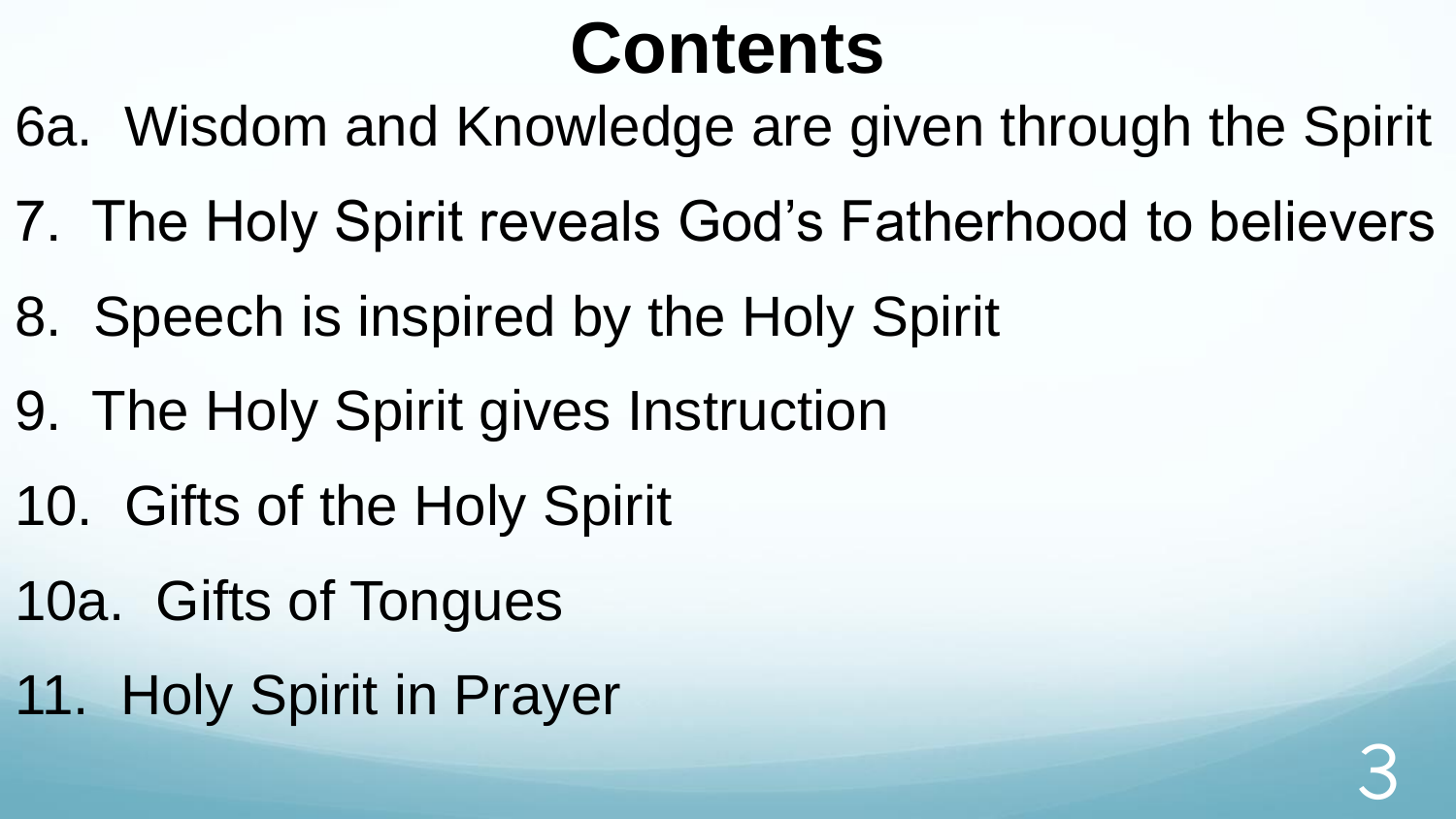# Contents

6a. Wisdom and Knowledge are given through the Spirit

7. The Holy Spirit reveals God's Fatherhood to believers

8. Speech is inspired by the Holy Spirit

9. The Holy Spirit gives Instruction

10. Gifts of the Holy Spirit

10a. Gifts of Tongues

11. Holy Spirit in Prayer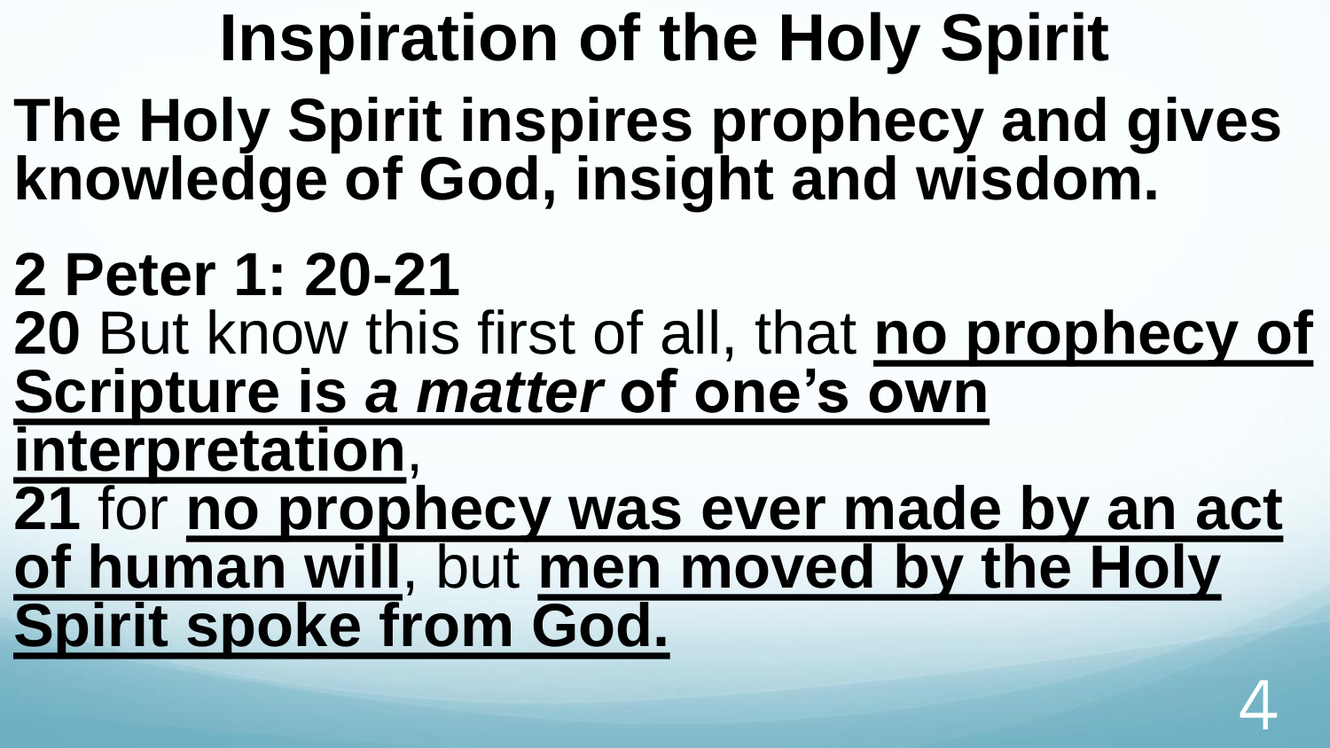# Inspiration of the Holy Spirit

**The Holy Spirit inspires prophecy and gives knowledge of God, insight and wisdom.**

**2 Peter 1: 20-21**

**20** But know this first of all, that **no prophecy of Scripture is *a matter* of one's own interpretation**,

**21** for **no prophecy was ever made by an act of human will**, but **men moved by the Holy Spirit spoke from God.**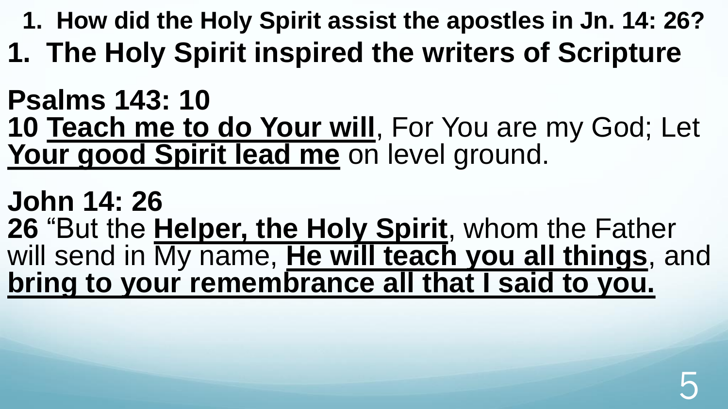**1. How did the Holy Spirit assist the apostles in Jn. 14: 26?**

## 1. The Holy Spirit inspired the writers of Scripture

**Psalms 143: 10**

**10** **Teach me to do Your will**, For You are my God; Let **Your good Spirit lead me** on level ground.

**John 14: 26**

**26** "But the **Helper, the Holy Spirit**, whom the Father will send in My name, **He will teach you all things**, and **bring to your remembrance all that I said to you.**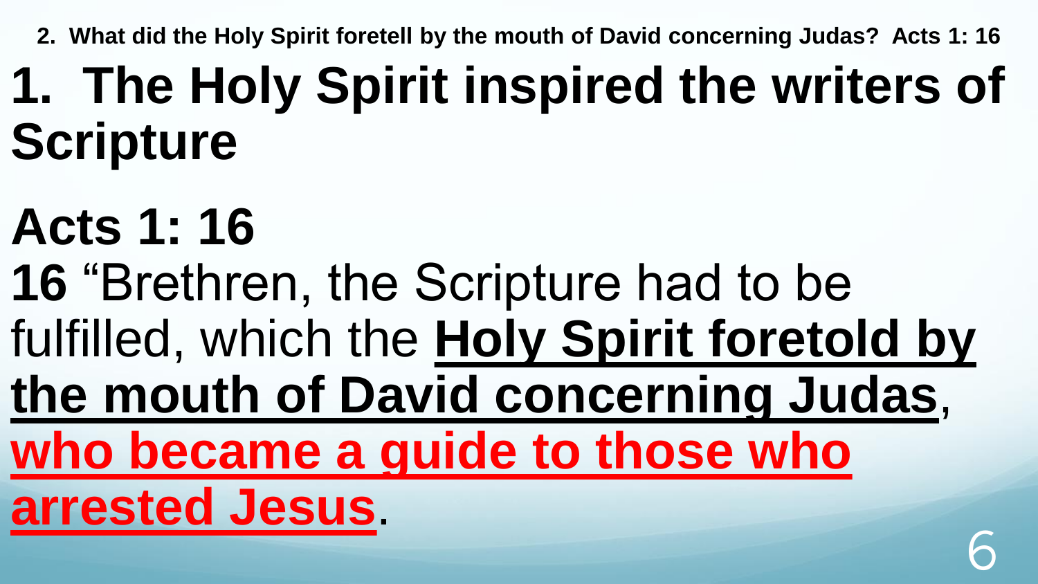**2. What did the Holy Spirit foretell by the mouth of David concerning Judas? Acts 1: 16**

# 1. The Holy Spirit inspired the writers of Scripture

## Acts 1: 16

**16** "Brethren, the Scripture had to be fulfilled, which the **Holy Spirit foretold by the mouth of David concerning Judas**, **who became a guide to those who arrested Jesus**.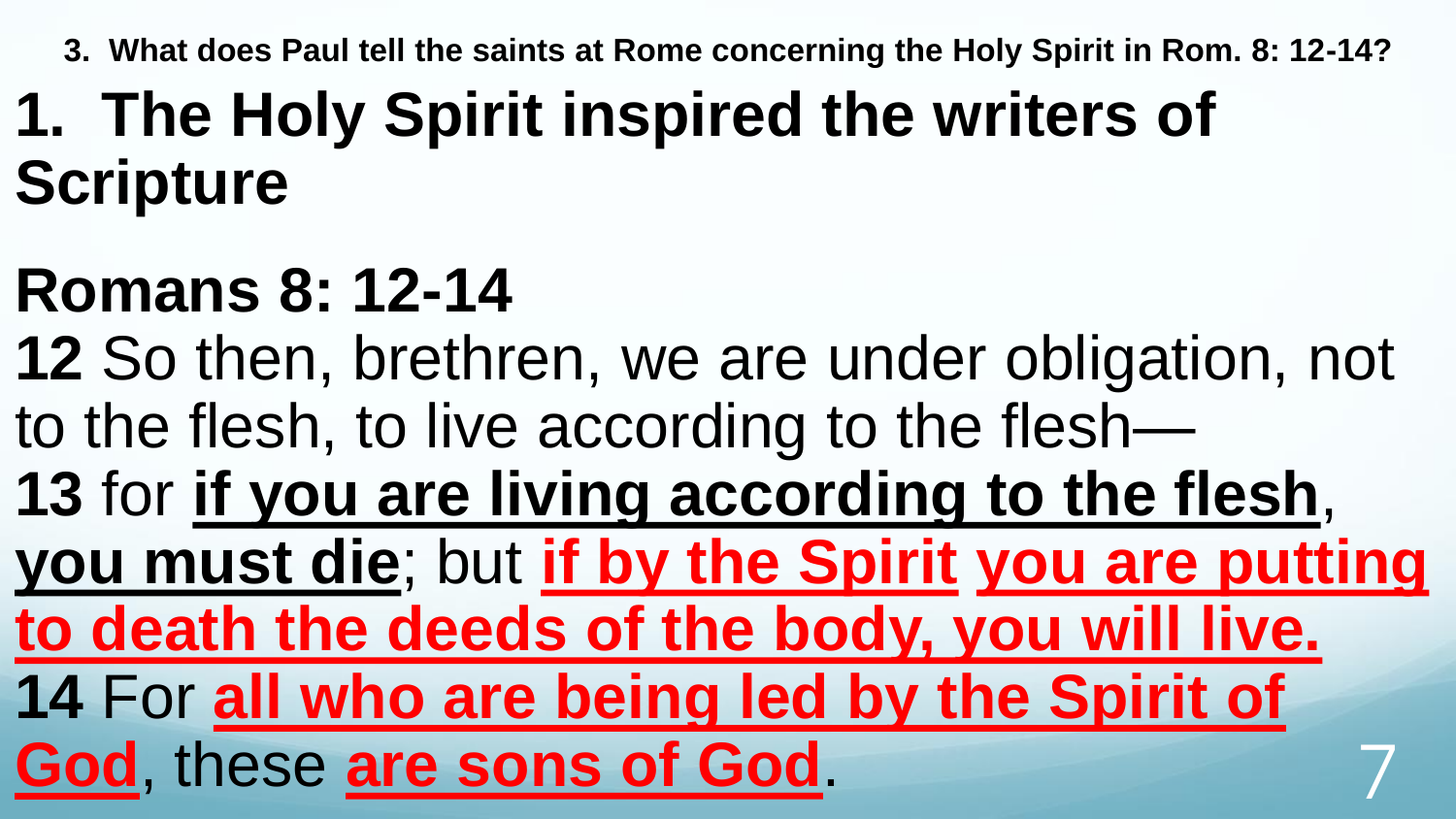**3. What does Paul tell the saints at Rome concerning the Holy Spirit in Rom. 8: 12-14?**

# 1. The Holy Spirit inspired the writers of Scripture

## Romans 8: 12-14

**12** So then, brethren, we are under obligation, not to the flesh, to live according to the flesh— **13** for **if you are living according to the flesh**, **you must die**; but **if by the Spirit you are putting to death the deeds of the body, you will live.** **14** For **all who are being led by the Spirit of God**, these **are sons of God**.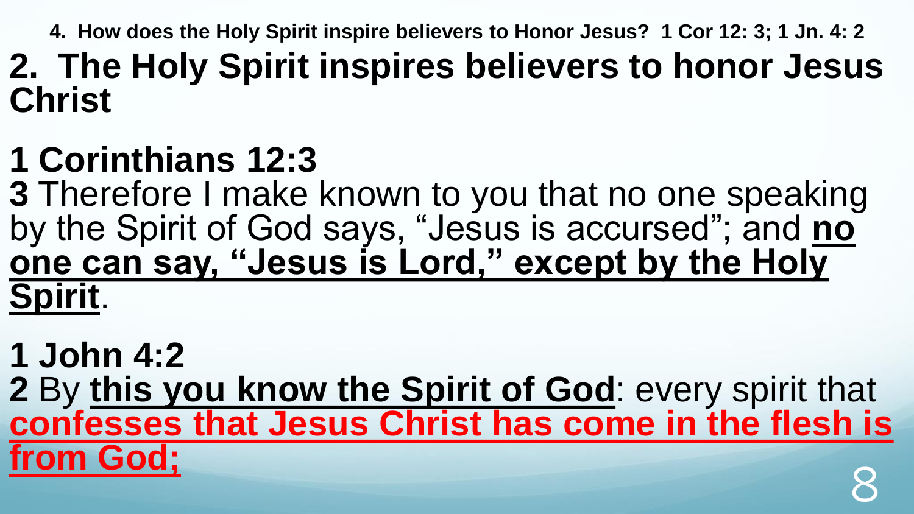**4. How does the Holy Spirit inspire believers to Honor Jesus? 1 Cor 12: 3; 1 Jn. 4: 2**

# 2. The Holy Spirit inspires believers to honor Jesus Christ

## 1 Corinthians 12:3

**3** Therefore I make known to you that no one speaking by the Spirit of God says, "Jesus is accursed"; and <u>**no one can say, "Jesus is Lord," except by the Holy Spirit**</u>.

## 1 John 4:2

**2** By <u>**this you know the Spirit of God**</u>: every spirit that <u>**confesses that Jesus Christ has come in the flesh is from God;**</u>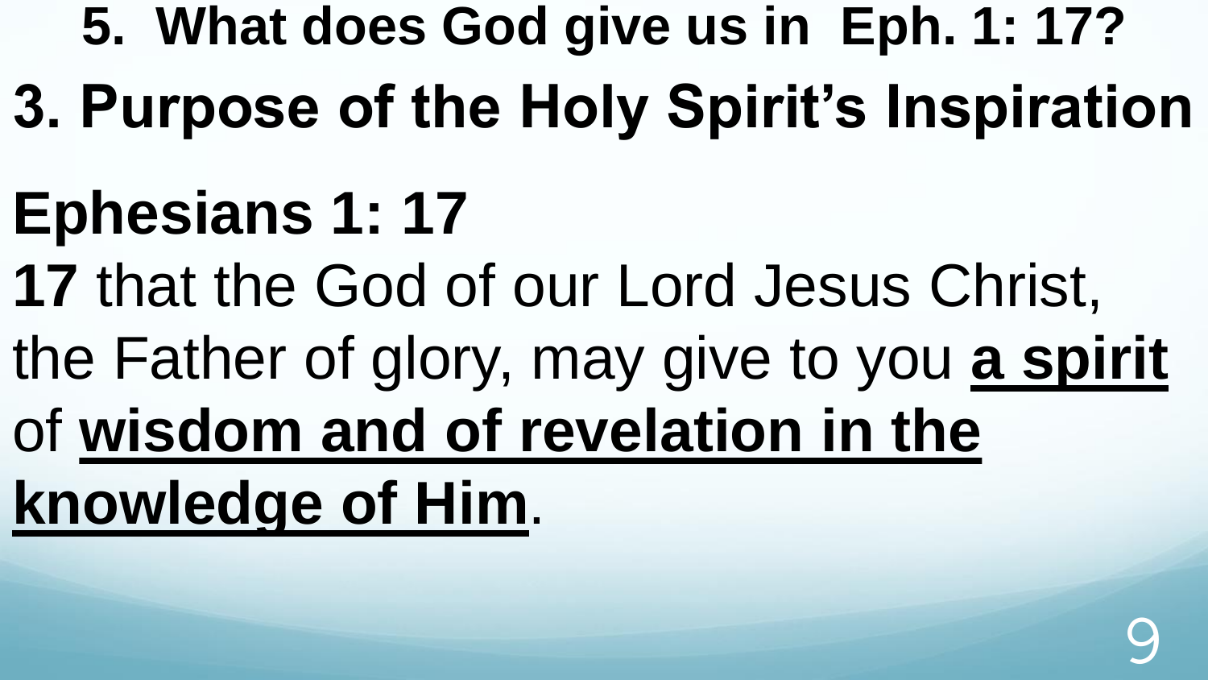**5. What does God give us in Eph. 1: 17?**

# 3. Purpose of the Holy Spirit's Inspiration

## Ephesians 1: 17

**17** that the God of our Lord Jesus Christ, the Father of glory, may give to you **a spirit** of **wisdom and of revelation in the knowledge of Him**.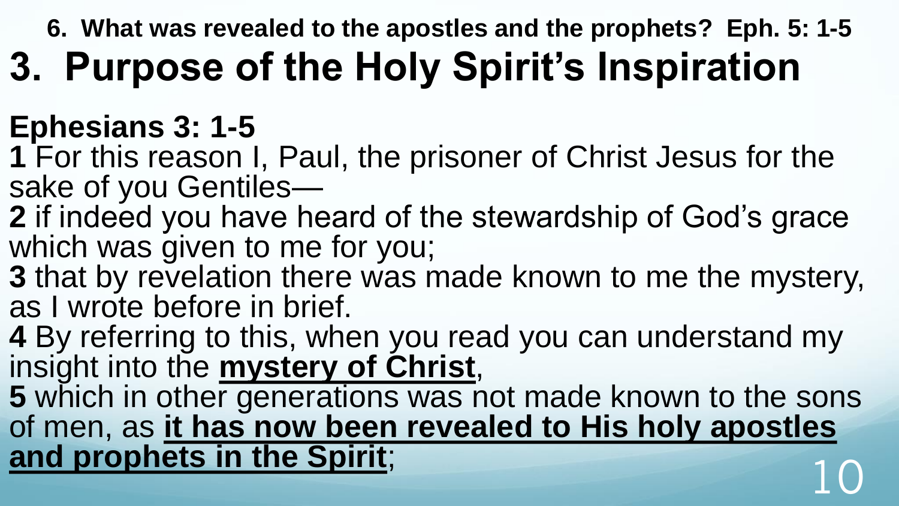**6. What was revealed to the apostles and the prophets? Eph. 5: 1-5**

# 3. Purpose of the Holy Spirit's Inspiration

## Ephesians 3: 1-5

**1** For this reason I, Paul, the prisoner of Christ Jesus for the sake of you Gentiles—
**2** if indeed you have heard of the stewardship of God's grace which was given to me for you;
**3** that by revelation there was made known to me the mystery, as I wrote before in brief.
**4** By referring to this, when you read you can understand my insight into the <u>**mystery of Christ**</u>,
**5** which in other generations was not made known to the sons of men, as <u>**it has now been revealed to His holy apostles and prophets in the Spirit**</u>;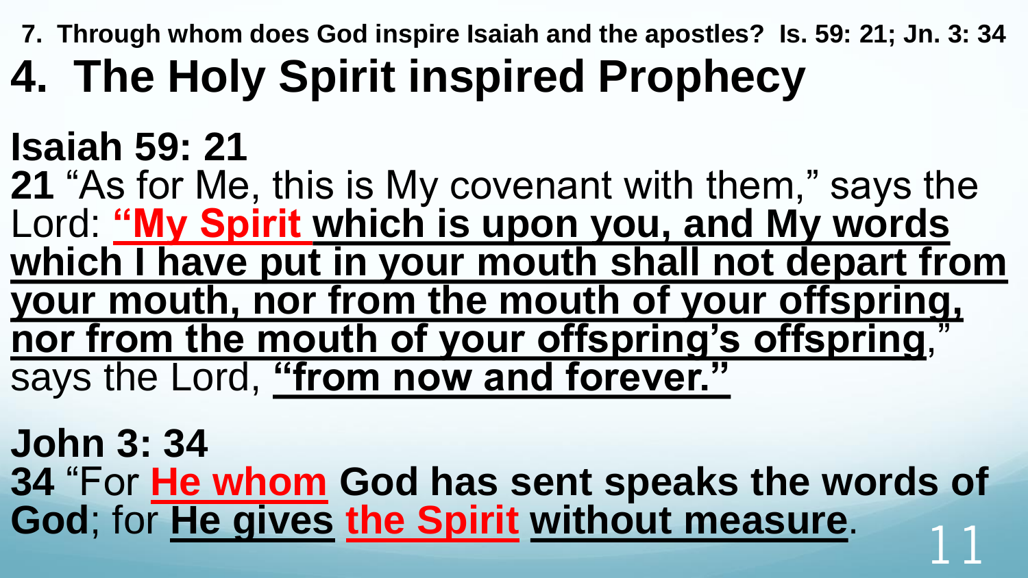**7. Through whom does God inspire Isaiah and the apostles? Is. 59: 21; Jn. 3: 34**

# 4. The Holy Spirit inspired Prophecy

**Isaiah 59: 21**

**21** "As for Me, this is My covenant with them," says the Lord: **"My Spirit which is upon you, and My words which I have put in your mouth shall not depart from your mouth, nor from the mouth of your offspring, nor from the mouth of your offspring's offspring**," says the Lord, **"from now and forever."**

**John 3: 34**

**34** "For **He whom God has sent speaks the words of God**; for **He gives the Spirit without measure**.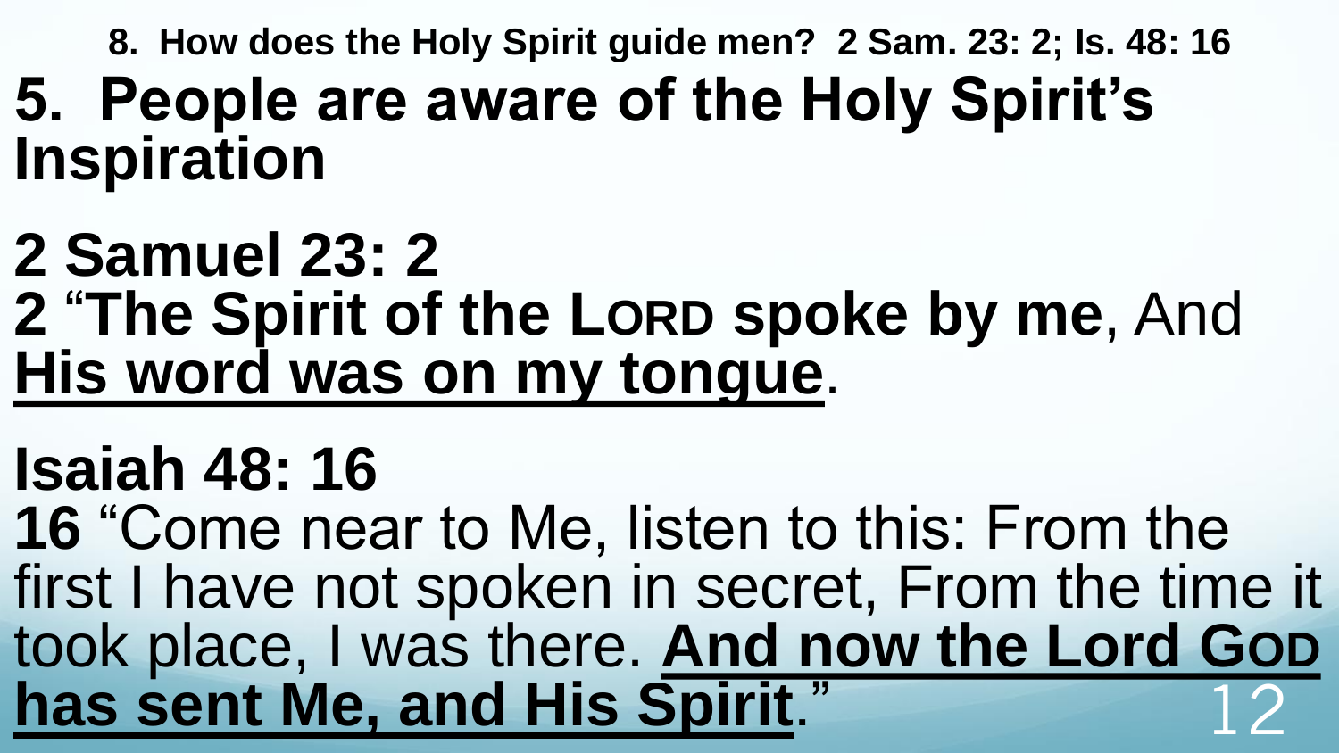**8. How does the Holy Spirit guide men? 2 Sam. 23: 2; Is. 48: 16**

# 5. People are aware of the Holy Spirit's Inspiration

**2 Samuel 23: 2**

**2** "**The Spirit of the LORD spoke by me**, And **<u>His word was on my tongue</u>**.

**Isaiah 48: 16**

**16** "Come near to Me, listen to this: From the first I have not spoken in secret, From the time it took place, I was there. **<u>And now the Lord GOD has sent Me, and His Spirit</u>**."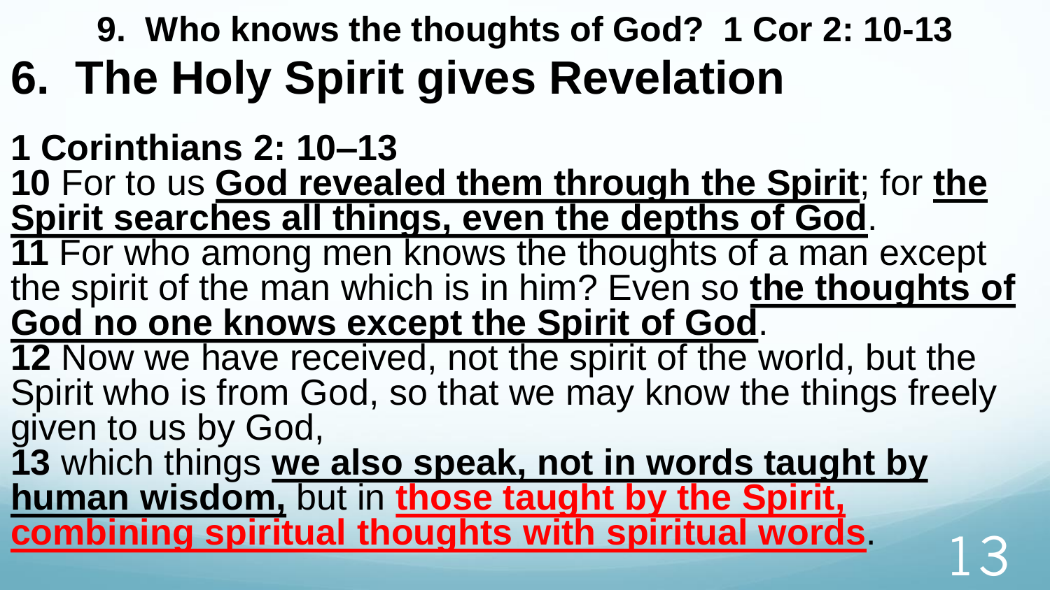### 9. Who knows the thoughts of God? 1 Cor 2: 10-13

# 6. The Holy Spirit gives Revelation

**1 Corinthians 2: 10–13**

**10** For to us **God revealed them through the Spirit**; for **the Spirit searches all things, even the depths of God**.

**11** For who among men knows the thoughts of a man except the spirit of the man which is in him? Even so **the thoughts of God no one knows except the Spirit of God**.

**12** Now we have received, not the spirit of the world, but the Spirit who is from God, so that we may know the things freely given to us by God,

**13** which things **we also speak, not in words taught by human wisdom,** but in **those taught by the Spirit, combining spiritual thoughts with spiritual words**.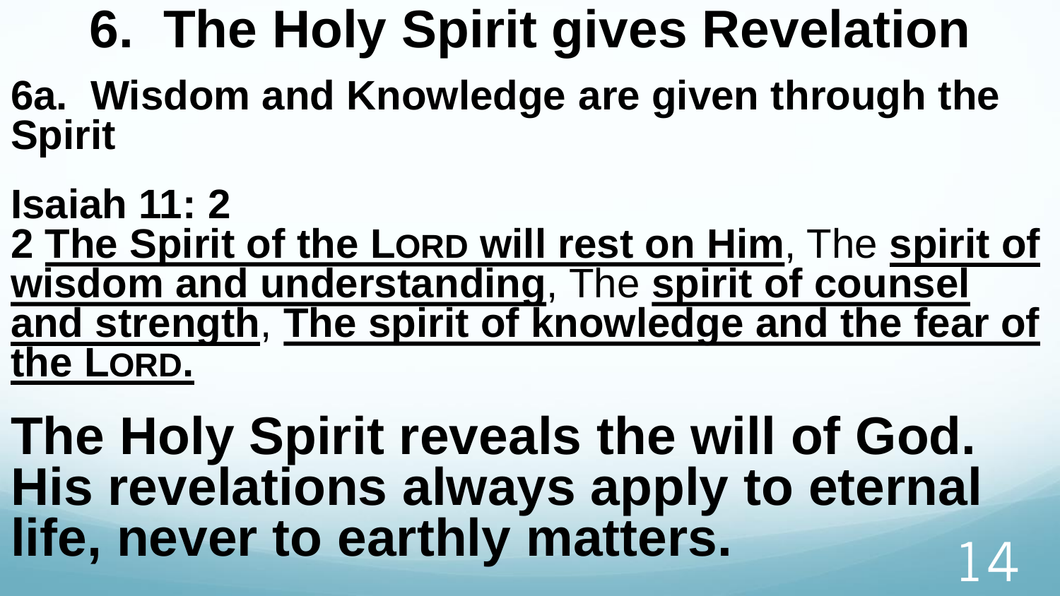# 6. The Holy Spirit gives Revelation

## 6a. Wisdom and Knowledge are given through the Spirit

**Isaiah 11: 2**

**2 <u>The Spirit of the LORD will rest on Him</u>**, The **<u>spirit of wisdom and understanding</u>**, The **<u>spirit of counsel and strength</u>**, **<u>The spirit of knowledge and the fear of the LORD.</u>**

**The Holy Spirit reveals the will of God. His revelations always apply to eternal life, never to earthly matters.**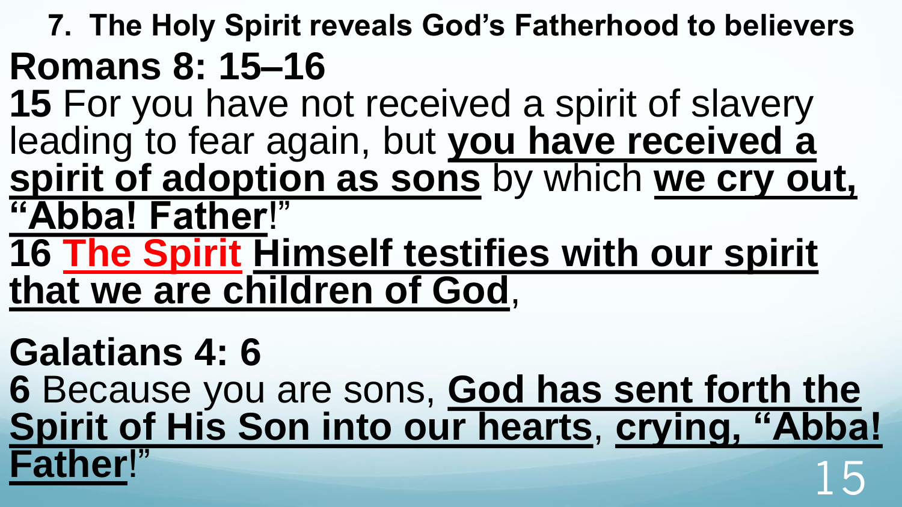## 7. The Holy Spirit reveals God's Fatherhood to believers

**Romans 8: 15–16**

**15** For you have not received a spirit of slavery leading to fear again, but **you have received a spirit of adoption as sons** by which **we cry out, "Abba! Father**!"

**16 The Spirit Himself testifies with our spirit that we are children of God**,

**Galatians 4: 6**

**6** Because you are sons, **God has sent forth the Spirit of His Son into our hearts**, **crying, "Abba! Father**!"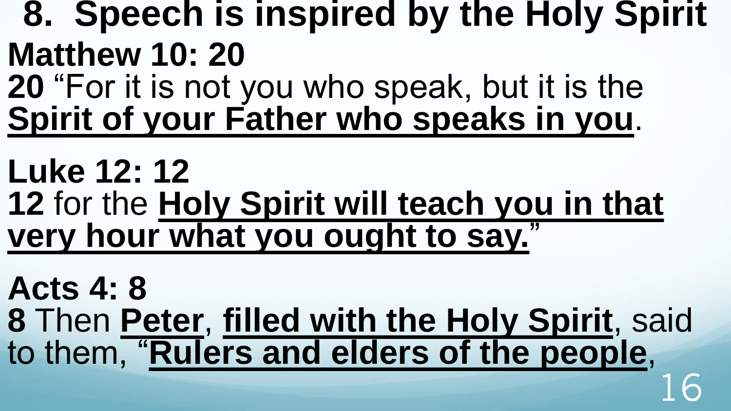# 8. Speech is inspired by the Holy Spirit

**Matthew 10: 20**

**20** "For it is not you who speak, but it is the **Spirit of your Father who speaks in you**.

**Luke 12: 12**

**12** for the **Holy Spirit will teach you in that very hour what you ought to say.**"

**Acts 4: 8**

**8** Then **Peter**, **filled with the Holy Spirit**, said to them, "**Rulers and elders of the people**,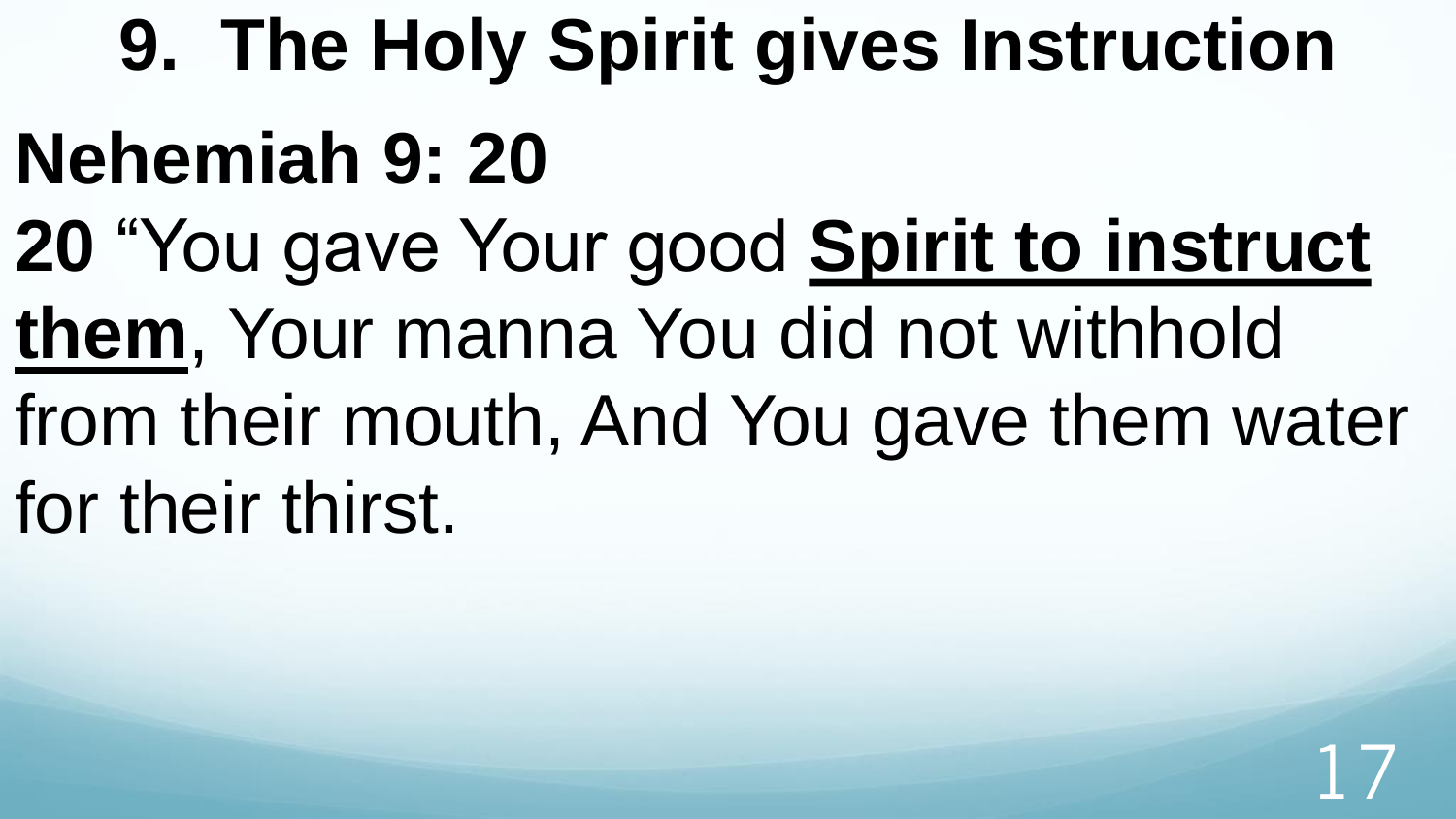# 9. The Holy Spirit gives Instruction

**Nehemiah 9: 20**

**20** "You gave Your good <u>**Spirit to instruct them**</u>, Your manna You did not withhold from their mouth, And You gave them water for their thirst.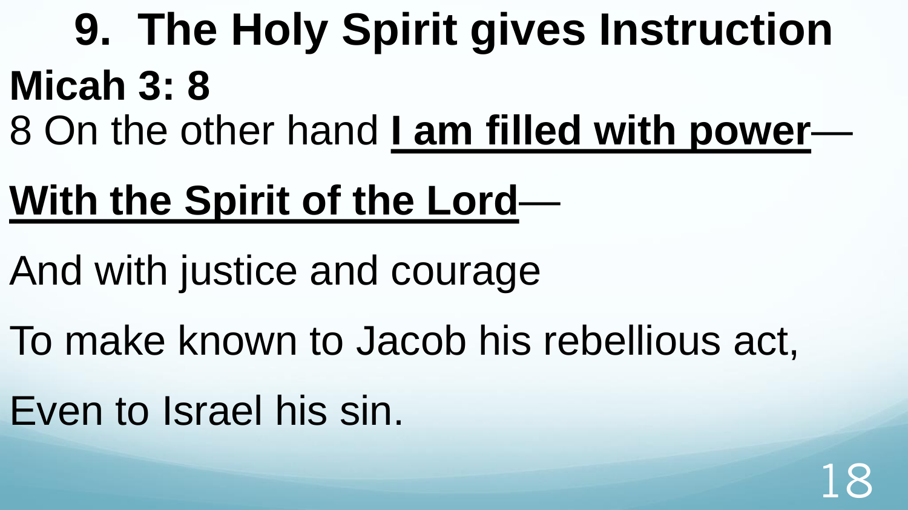# 9. The Holy Spirit gives Instruction

**Micah 3: 8**

8 On the other hand **I am filled with power**—

**With the Spirit of the Lord**—

And with justice and courage

To make known to Jacob his rebellious act,

Even to Israel his sin.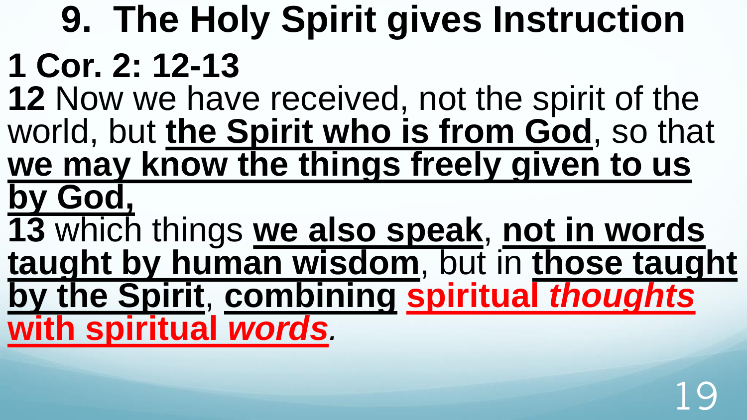# 9. The Holy Spirit gives Instruction

**1 Cor. 2: 12-13**

**12** Now we have received, not the spirit of the world, but **the Spirit who is from God**, so that **we may know the things freely given to us by God,**

**13** which things **we also speak**, **not in words taught by human wisdom**, but in **those taught by the Spirit**, **combining** **spiritual *thoughts* with spiritual *words***.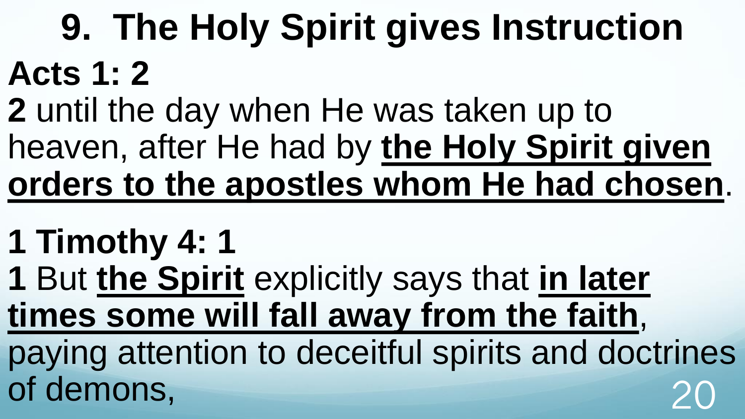# 9. The Holy Spirit gives Instruction

**Acts 1: 2**

**2** until the day when He was taken up to heaven, after He had by **the Holy Spirit given orders to the apostles whom He had chosen**.

**1 Timothy 4: 1**

**1** But **the Spirit** explicitly says that **in later times some will fall away from the faith**, paying attention to deceitful spirits and doctrines of demons,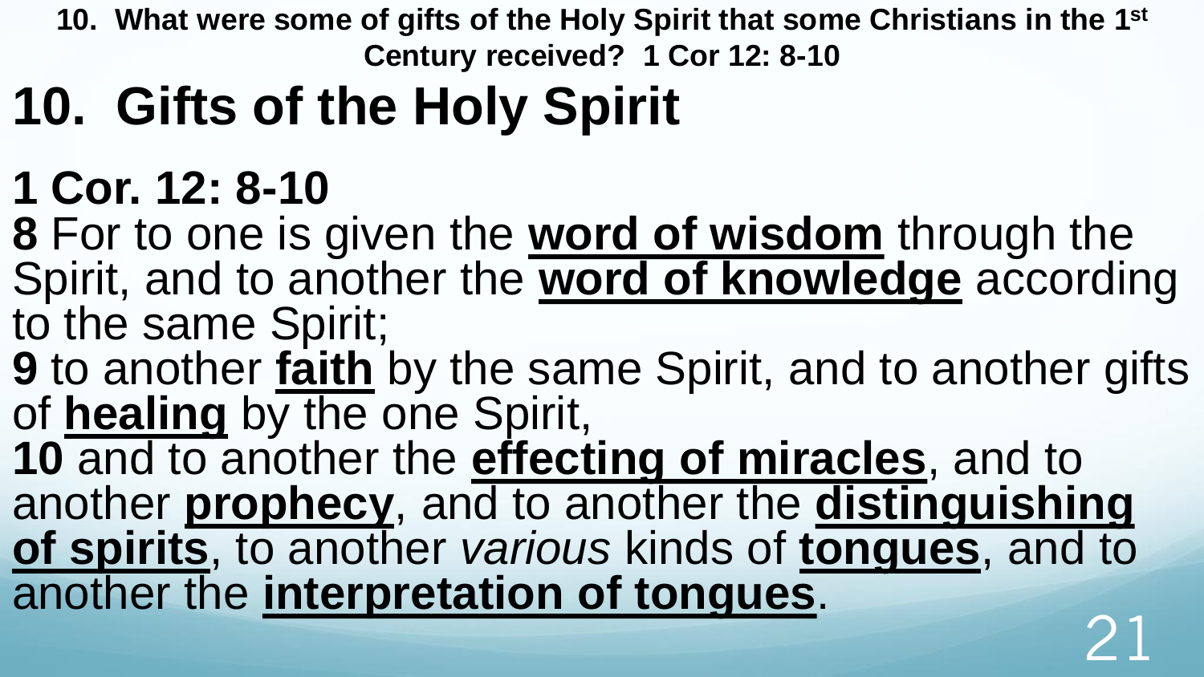**10. What were some of gifts of the Holy Spirit that some Christians in the 1st Century received? 1 Cor 12: 8-10**

# 10. Gifts of the Holy Spirit

## 1 Cor. 12: 8-10

**8** For to one is given the **word of wisdom** through the Spirit, and to another the **word of knowledge** according to the same Spirit;

**9** to another **faith** by the same Spirit, and to another gifts of **healing** by the one Spirit,

**10** and to another the **effecting of miracles**, and to another **prophecy**, and to another the **distinguishing of spirits**, to another *various* kinds of **tongues**, and to another the **interpretation of tongues**.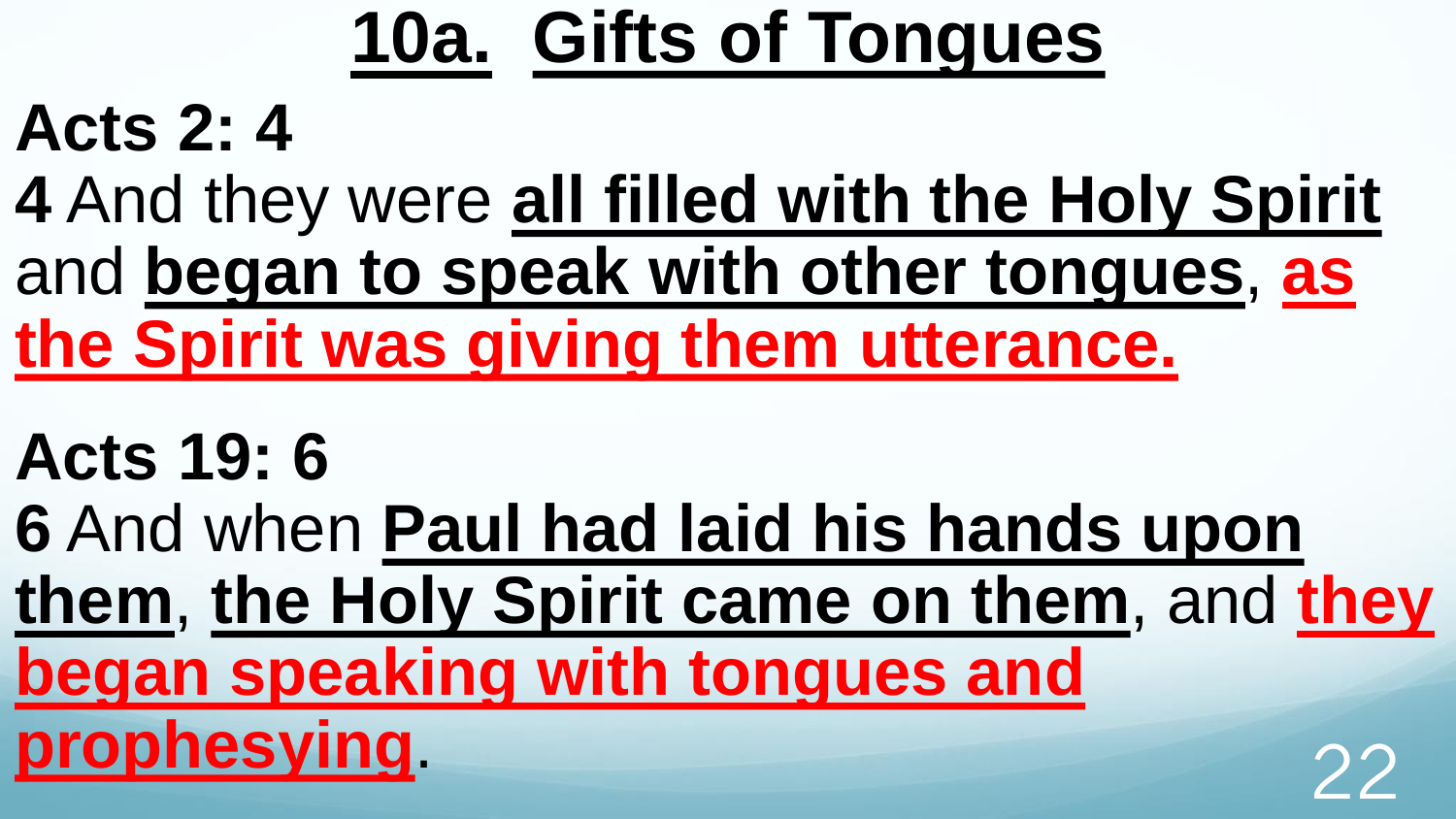# 10a. Gifts of Tongues

**Acts 2: 4**

**4** And they were **all filled with the Holy Spirit** and **began to speak with other tongues**, **as the Spirit was giving them utterance.**

**Acts 19: 6**

**6** And when **Paul had laid his hands upon them**, **the Holy Spirit came on them**, and **they began speaking with tongues and prophesying**.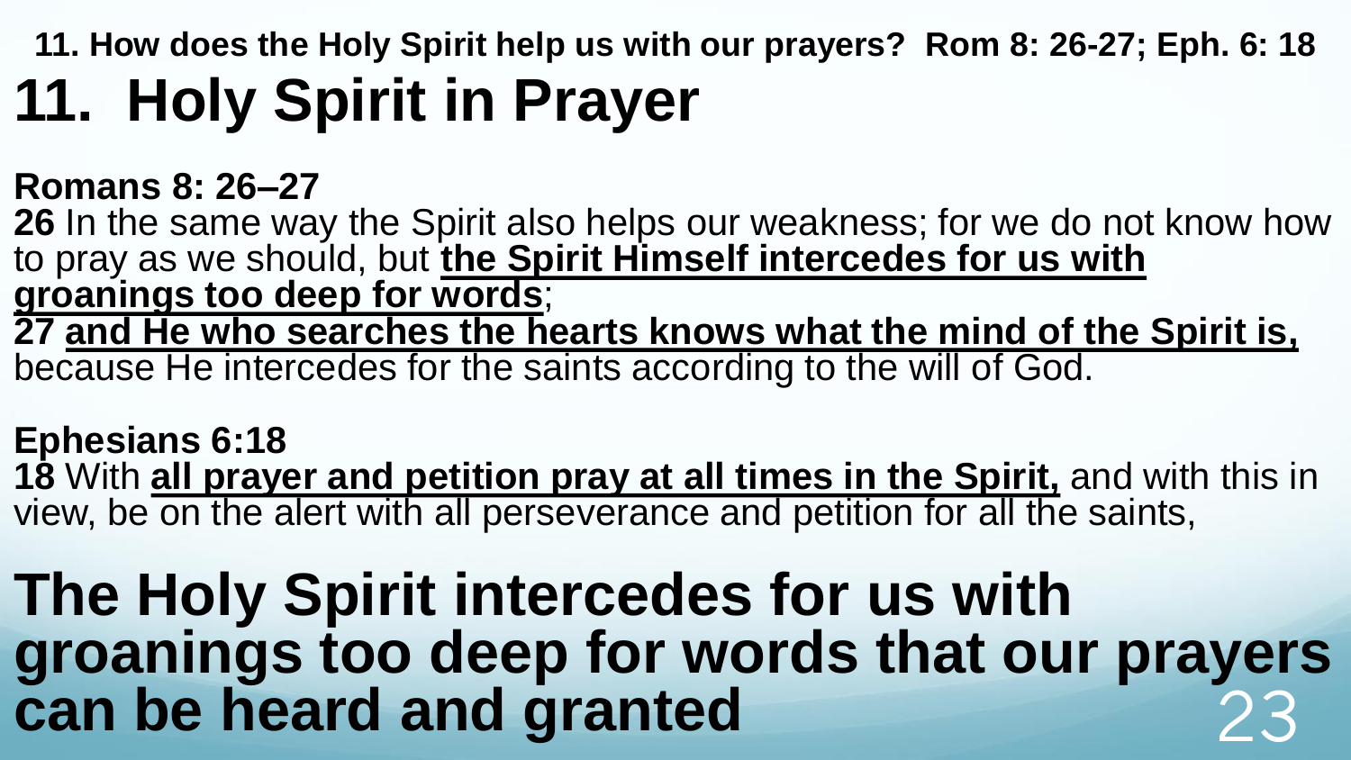**11. How does the Holy Spirit help us with our prayers? Rom 8: 26-27; Eph. 6: 18**

# 11. Holy Spirit in Prayer

**Romans 8: 26–27**

**26** In the same way the Spirit also helps our weakness; for we do not know how to pray as we should, but **<u>the Spirit Himself intercedes for us with groanings too deep for words</u>**;
**27** **<u>and He who searches the hearts knows what the mind of the Spirit is,</u>** because He intercedes for the saints according to the will of God.

**Ephesians 6:18**

**18** With **<u>all prayer and petition pray at all times in the Spirit,</u>** and with this in view, be on the alert with all perseverance and petition for all the saints,

## The Holy Spirit intercedes for us with groanings too deep for words that our prayers can be heard and granted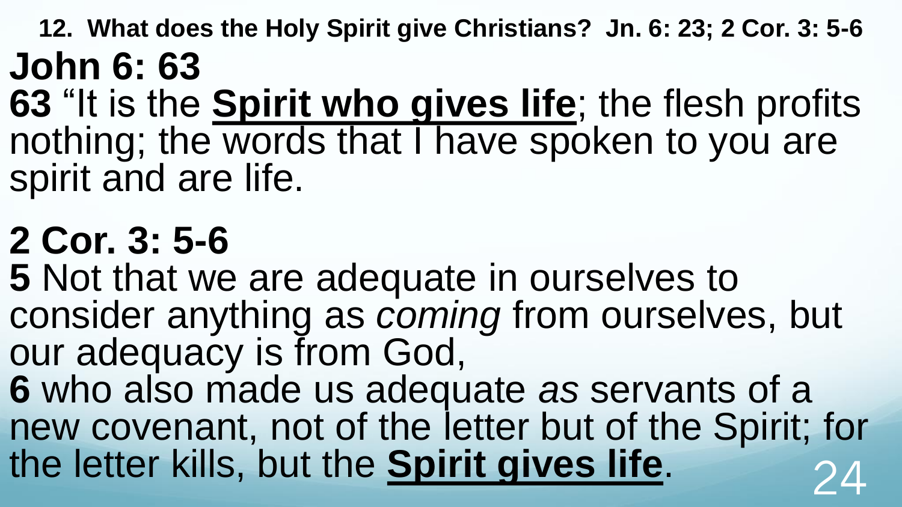**12. What does the Holy Spirit give Christians? Jn. 6: 23; 2 Cor. 3: 5-6**

**John 6: 63**

**63** "It is the **Spirit who gives life**; the flesh profits nothing; the words that I have spoken to you are spirit and are life.

**2 Cor. 3: 5-6**

**5** Not that we are adequate in ourselves to consider anything as *coming* from ourselves, but our adequacy is from God,

**6** who also made us adequate *as* servants of a new covenant, not of the letter but of the Spirit; for the letter kills, but the **Spirit gives life**.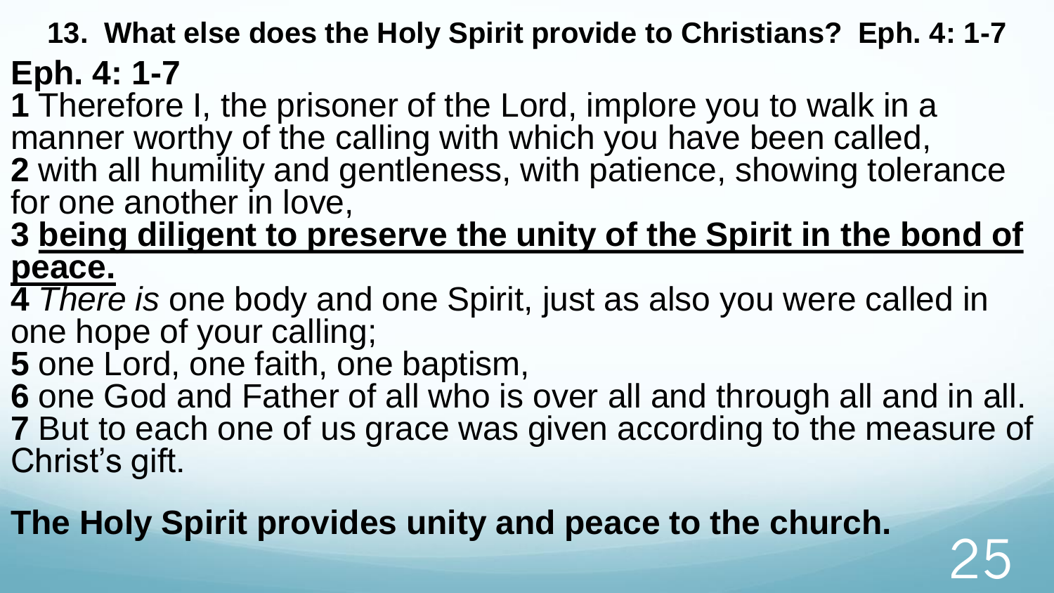## 13. What else does the Holy Spirit provide to Christians? Eph. 4: 1-7

**Eph. 4: 1-7**

**1** Therefore I, the prisoner of the Lord, implore you to walk in a manner worthy of the calling with which you have been called,
**2** with all humility and gentleness, with patience, showing tolerance for one another in love,
**3** <u>**being diligent to preserve the unity of the Spirit in the bond of peace.**</u>
**4** *There is* one body and one Spirit, just as also you were called in one hope of your calling;
**5** one Lord, one faith, one baptism,
**6** one God and Father of all who is over all and through all and in all.
**7** But to each one of us grace was given according to the measure of Christ's gift.

**The Holy Spirit provides unity and peace to the church.**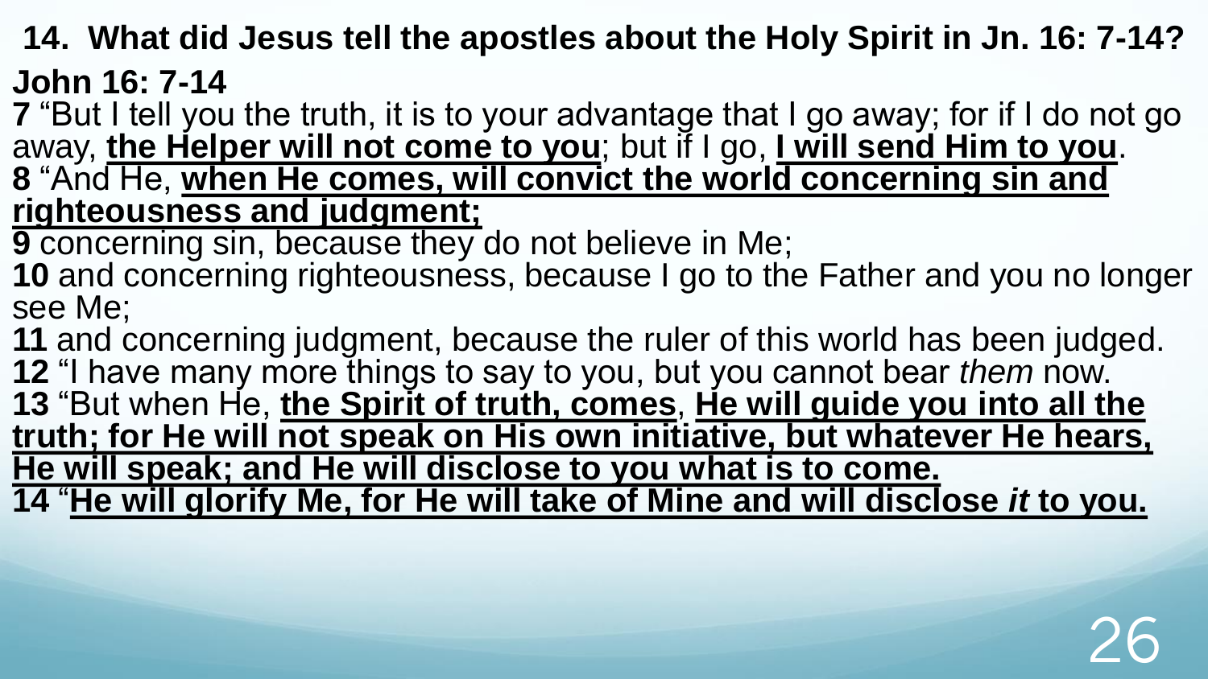## 14. What did Jesus tell the apostles about the Holy Spirit in Jn. 16: 7-14?

**John 16: 7-14**

**7** "But I tell you the truth, it is to your advantage that I go away; for if I do not go away, **<u>the Helper will not come to you</u>**; but if I go, **<u>I will send Him to you</u>**.
**8** "And He, **<u>when He comes, will convict the world concerning sin and righteousness and judgment;</u>**
**9** concerning sin, because they do not believe in Me;
**10** and concerning righteousness, because I go to the Father and you no longer see Me;
**11** and concerning judgment, because the ruler of this world has been judged.
**12** "I have many more things to say to you, but you cannot bear *them* now.
**13** "But when He, **<u>the Spirit of truth, comes</u>**, **<u>He will guide you into all the truth; for He will not speak on His own initiative, but whatever He hears, He will speak; and He will disclose to you what is to come.</u>**
**14** "**<u>He will glorify Me, for He will take of Mine and will disclose *it* to you.</u>**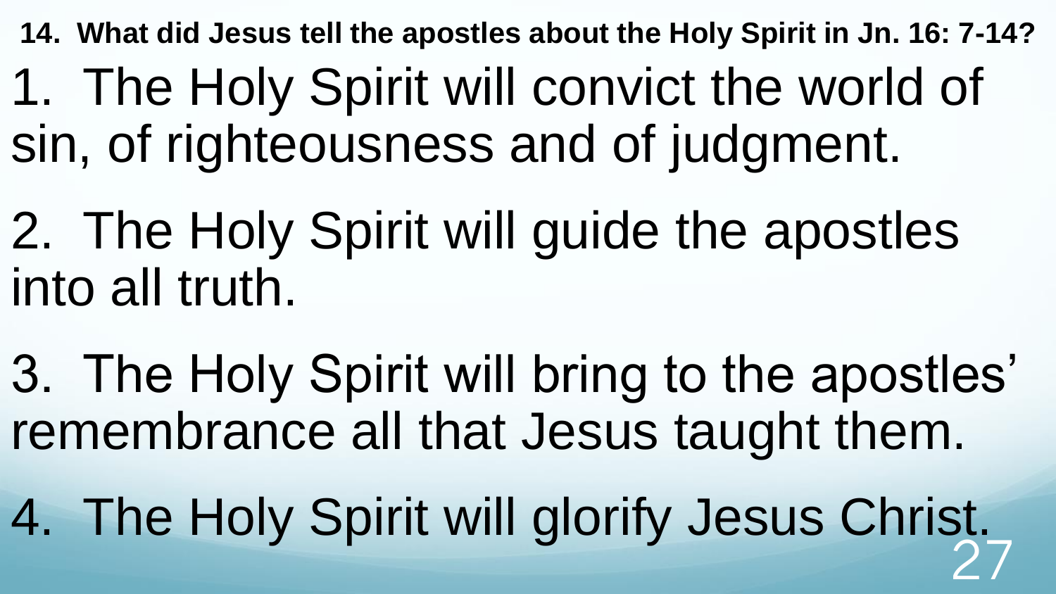**14. What did Jesus tell the apostles about the Holy Spirit in Jn. 16: 7-14?**

1. The Holy Spirit will convict the world of sin, of righteousness and of judgment.

2. The Holy Spirit will guide the apostles into all truth.

3. The Holy Spirit will bring to the apostles' remembrance all that Jesus taught them.

4. The Holy Spirit will glorify Jesus Christ.